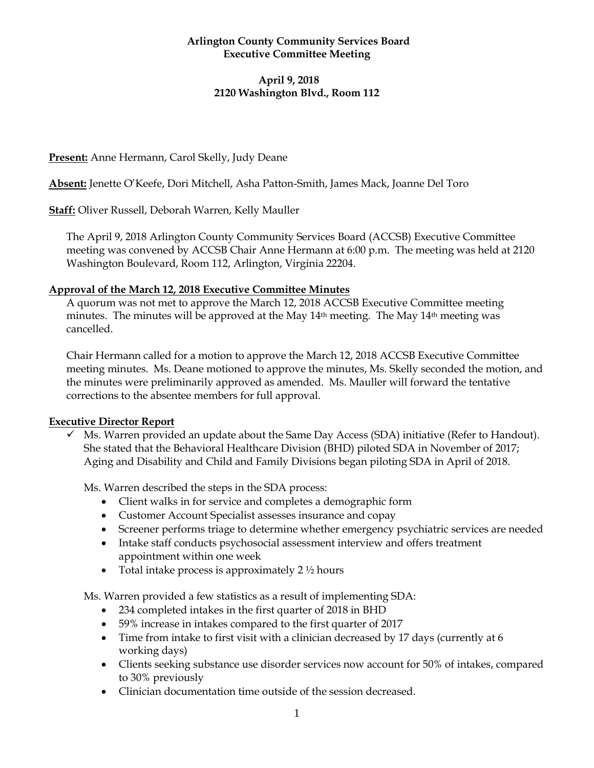**Arlington County Community Services Board**
**Executive Committee Meeting**

**April 9, 2018**
**2120 Washington Blvd., Room 112**

**<u>Present:</u>** Anne Hermann, Carol Skelly, Judy Deane

**<u>Absent:</u>** Jenette O'Keefe, Dori Mitchell, Asha Patton-Smith, James Mack, Joanne Del Toro

**<u>Staff:</u>** Oliver Russell, Deborah Warren, Kelly Mauller

The April 9, 2018 Arlington County Community Services Board (ACCSB) Executive Committee meeting was convened by ACCSB Chair Anne Hermann at 6:00 p.m. The meeting was held at 2120 Washington Boulevard, Room 112, Arlington, Virginia 22204.

**<u>Approval of the March 12, 2018 Executive Committee Minutes</u>**

A quorum was not met to approve the March 12, 2018 ACCSB Executive Committee meeting minutes. The minutes will be approved at the May 14th meeting. The May 14th meeting was cancelled.

Chair Hermann called for a motion to approve the March 12, 2018 ACCSB Executive Committee meeting minutes. Ms. Deane motioned to approve the minutes, Ms. Skelly seconded the motion, and the minutes were preliminarily approved as amended. Ms. Mauller will forward the tentative corrections to the absentee members for full approval.

**<u>Executive Director Report</u>**

✓ Ms. Warren provided an update about the Same Day Access (SDA) initiative (Refer to Handout). She stated that the Behavioral Healthcare Division (BHD) piloted SDA in November of 2017; Aging and Disability and Child and Family Divisions began piloting SDA in April of 2018.

Ms. Warren described the steps in the SDA process:

- Client walks in for service and completes a demographic form
- Customer Account Specialist assesses insurance and copay
- Screener performs triage to determine whether emergency psychiatric services are needed
- Intake staff conducts psychosocial assessment interview and offers treatment appointment within one week
- Total intake process is approximately 2 ½ hours

Ms. Warren provided a few statistics as a result of implementing SDA:

- 234 completed intakes in the first quarter of 2018 in BHD
- 59% increase in intakes compared to the first quarter of 2017
- Time from intake to first visit with a clinician decreased by 17 days (currently at 6 working days)
- Clients seeking substance use disorder services now account for 50% of intakes, compared to 30% previously
- Clinician documentation time outside of the session decreased.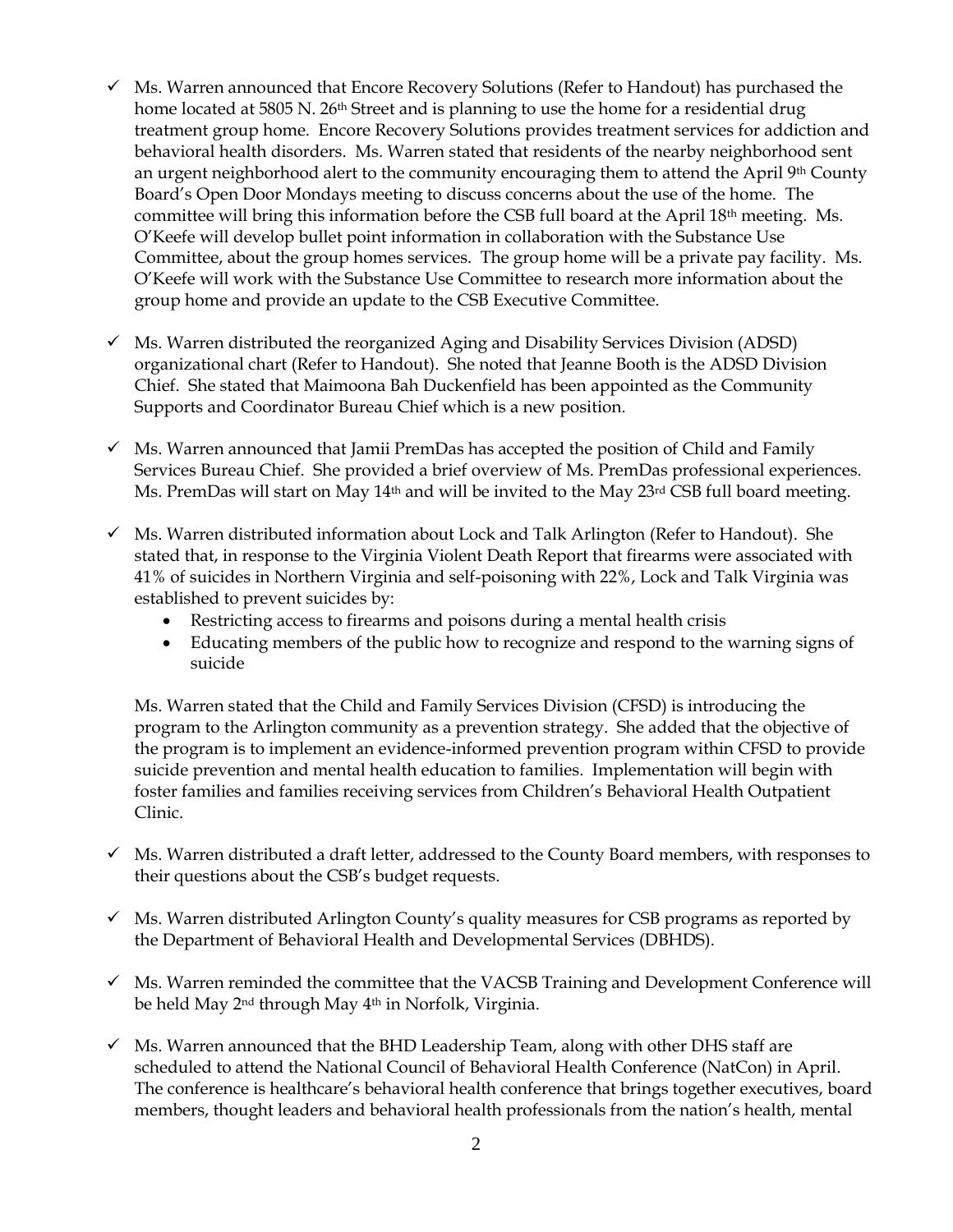- ✓ Ms. Warren announced that Encore Recovery Solutions (Refer to Handout) has purchased the home located at 5805 N. 26th Street and is planning to use the home for a residential drug treatment group home. Encore Recovery Solutions provides treatment services for addiction and behavioral health disorders. Ms. Warren stated that residents of the nearby neighborhood sent an urgent neighborhood alert to the community encouraging them to attend the April 9th County Board's Open Door Mondays meeting to discuss concerns about the use of the home. The committee will bring this information before the CSB full board at the April 18th meeting. Ms. O'Keefe will develop bullet point information in collaboration with the Substance Use Committee, about the group homes services. The group home will be a private pay facility. Ms. O'Keefe will work with the Substance Use Committee to research more information about the group home and provide an update to the CSB Executive Committee.

- ✓ Ms. Warren distributed the reorganized Aging and Disability Services Division (ADSD) organizational chart (Refer to Handout). She noted that Jeanne Booth is the ADSD Division Chief. She stated that Maimoona Bah Duckenfield has been appointed as the Community Supports and Coordinator Bureau Chief which is a new position.

- ✓ Ms. Warren announced that Jamii PremDas has accepted the position of Child and Family Services Bureau Chief. She provided a brief overview of Ms. PremDas professional experiences. Ms. PremDas will start on May 14th and will be invited to the May 23rd CSB full board meeting.

- ✓ Ms. Warren distributed information about Lock and Talk Arlington (Refer to Handout). She stated that, in response to the Virginia Violent Death Report that firearms were associated with 41% of suicides in Northern Virginia and self-poisoning with 22%, Lock and Talk Virginia was established to prevent suicides by:
  - Restricting access to firearms and poisons during a mental health crisis
  - Educating members of the public how to recognize and respond to the warning signs of suicide

  Ms. Warren stated that the Child and Family Services Division (CFSD) is introducing the program to the Arlington community as a prevention strategy. She added that the objective of the program is to implement an evidence-informed prevention program within CFSD to provide suicide prevention and mental health education to families. Implementation will begin with foster families and families receiving services from Children's Behavioral Health Outpatient Clinic.

- ✓ Ms. Warren distributed a draft letter, addressed to the County Board members, with responses to their questions about the CSB's budget requests.

- ✓ Ms. Warren distributed Arlington County's quality measures for CSB programs as reported by the Department of Behavioral Health and Developmental Services (DBHDS).

- ✓ Ms. Warren reminded the committee that the VACSB Training and Development Conference will be held May 2nd through May 4th in Norfolk, Virginia.

- ✓ Ms. Warren announced that the BHD Leadership Team, along with other DHS staff are scheduled to attend the National Council of Behavioral Health Conference (NatCon) in April. The conference is healthcare's behavioral health conference that brings together executives, board members, thought leaders and behavioral health professionals from the nation's health, mental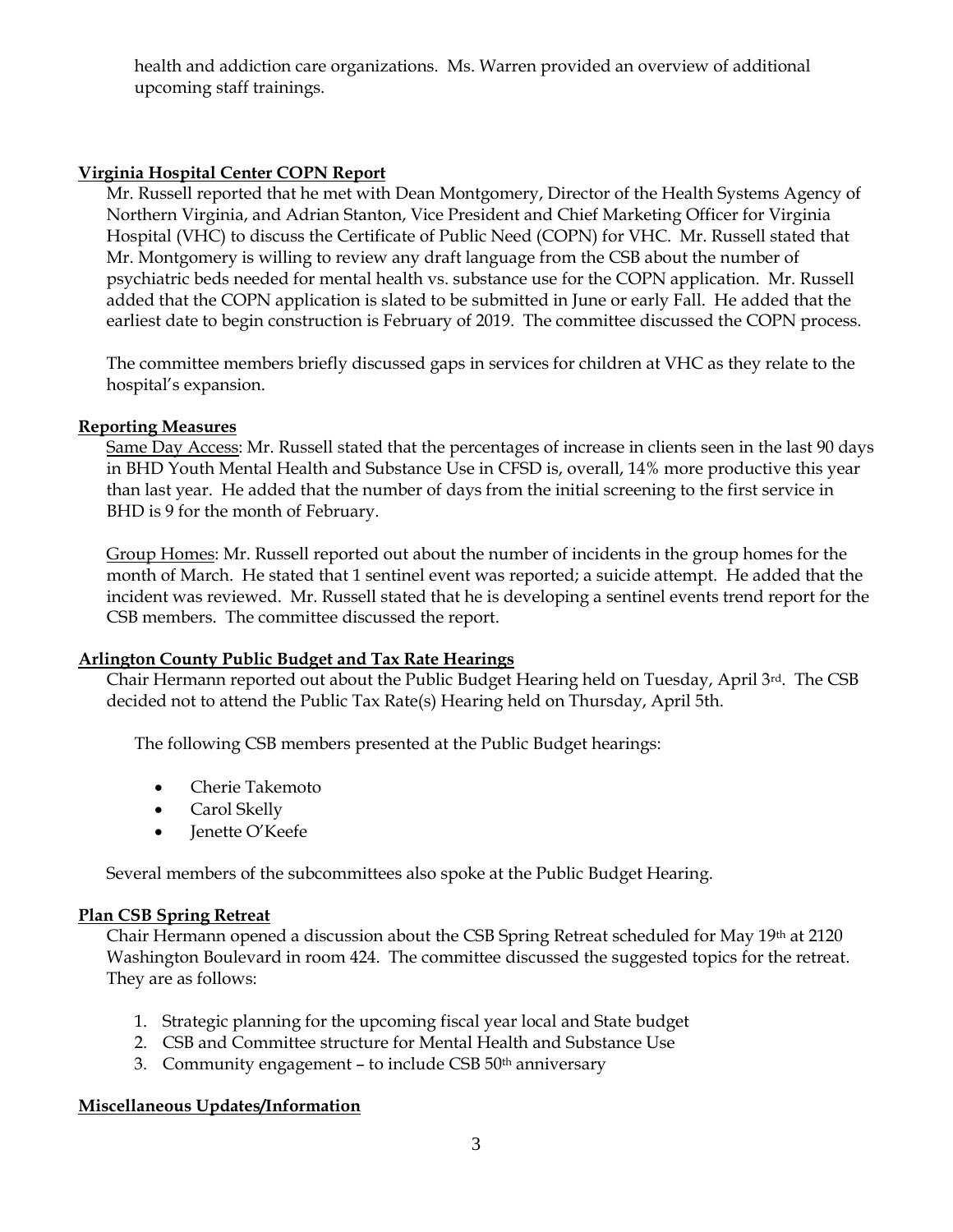health and addiction care organizations. Ms. Warren provided an overview of additional upcoming staff trainings.

**Virginia Hospital Center COPN Report**

Mr. Russell reported that he met with Dean Montgomery, Director of the Health Systems Agency of Northern Virginia, and Adrian Stanton, Vice President and Chief Marketing Officer for Virginia Hospital (VHC) to discuss the Certificate of Public Need (COPN) for VHC. Mr. Russell stated that Mr. Montgomery is willing to review any draft language from the CSB about the number of psychiatric beds needed for mental health vs. substance use for the COPN application. Mr. Russell added that the COPN application is slated to be submitted in June or early Fall. He added that the earliest date to begin construction is February of 2019. The committee discussed the COPN process.

The committee members briefly discussed gaps in services for children at VHC as they relate to the hospital's expansion.

**Reporting Measures**

Same Day Access: Mr. Russell stated that the percentages of increase in clients seen in the last 90 days in BHD Youth Mental Health and Substance Use in CFSD is, overall, 14% more productive this year than last year. He added that the number of days from the initial screening to the first service in BHD is 9 for the month of February.

Group Homes: Mr. Russell reported out about the number of incidents in the group homes for the month of March. He stated that 1 sentinel event was reported; a suicide attempt. He added that the incident was reviewed. Mr. Russell stated that he is developing a sentinel events trend report for the CSB members. The committee discussed the report.

**Arlington County Public Budget and Tax Rate Hearings**

Chair Hermann reported out about the Public Budget Hearing held on Tuesday, April 3rd. The CSB decided not to attend the Public Tax Rate(s) Hearing held on Thursday, April 5th.

The following CSB members presented at the Public Budget hearings:

- Cherie Takemoto
- Carol Skelly
- Jenette O'Keefe

Several members of the subcommittees also spoke at the Public Budget Hearing.

**Plan CSB Spring Retreat**

Chair Hermann opened a discussion about the CSB Spring Retreat scheduled for May 19th at 2120 Washington Boulevard in room 424. The committee discussed the suggested topics for the retreat. They are as follows:

1. Strategic planning for the upcoming fiscal year local and State budget
2. CSB and Committee structure for Mental Health and Substance Use
3. Community engagement – to include CSB 50th anniversary

**Miscellaneous Updates/Information**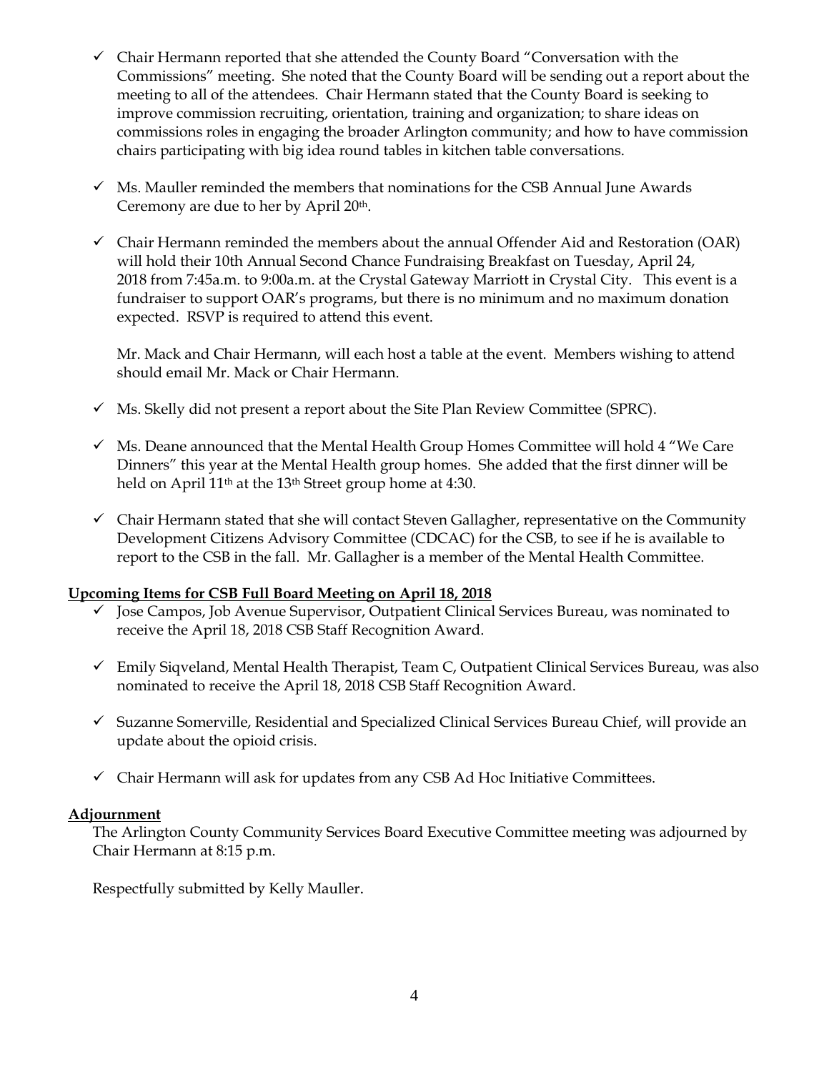- ✓ Chair Hermann reported that she attended the County Board "Conversation with the Commissions" meeting. She noted that the County Board will be sending out a report about the meeting to all of the attendees. Chair Hermann stated that the County Board is seeking to improve commission recruiting, orientation, training and organization; to share ideas on commissions roles in engaging the broader Arlington community; and how to have commission chairs participating with big idea round tables in kitchen table conversations.

- ✓ Ms. Mauller reminded the members that nominations for the CSB Annual June Awards Ceremony are due to her by April 20th.

- ✓ Chair Hermann reminded the members about the annual Offender Aid and Restoration (OAR) will hold their 10th Annual Second Chance Fundraising Breakfast on Tuesday, April 24, 2018 from 7:45a.m. to 9:00a.m. at the Crystal Gateway Marriott in Crystal City. This event is a fundraiser to support OAR's programs, but there is no minimum and no maximum donation expected. RSVP is required to attend this event.

  Mr. Mack and Chair Hermann, will each host a table at the event. Members wishing to attend should email Mr. Mack or Chair Hermann.

- ✓ Ms. Skelly did not present a report about the Site Plan Review Committee (SPRC).

- ✓ Ms. Deane announced that the Mental Health Group Homes Committee will hold 4 "We Care Dinners" this year at the Mental Health group homes. She added that the first dinner will be held on April 11th at the 13th Street group home at 4:30.

- ✓ Chair Hermann stated that she will contact Steven Gallagher, representative on the Community Development Citizens Advisory Committee (CDCAC) for the CSB, to see if he is available to report to the CSB in the fall. Mr. Gallagher is a member of the Mental Health Committee.

**Upcoming Items for CSB Full Board Meeting on April 18, 2018**

- ✓ Jose Campos, Job Avenue Supervisor, Outpatient Clinical Services Bureau, was nominated to receive the April 18, 2018 CSB Staff Recognition Award.

- ✓ Emily Siqveland, Mental Health Therapist, Team C, Outpatient Clinical Services Bureau, was also nominated to receive the April 18, 2018 CSB Staff Recognition Award.

- ✓ Suzanne Somerville, Residential and Specialized Clinical Services Bureau Chief, will provide an update about the opioid crisis.

- ✓ Chair Hermann will ask for updates from any CSB Ad Hoc Initiative Committees.

**Adjournment**

The Arlington County Community Services Board Executive Committee meeting was adjourned by Chair Hermann at 8:15 p.m.

Respectfully submitted by Kelly Mauller.